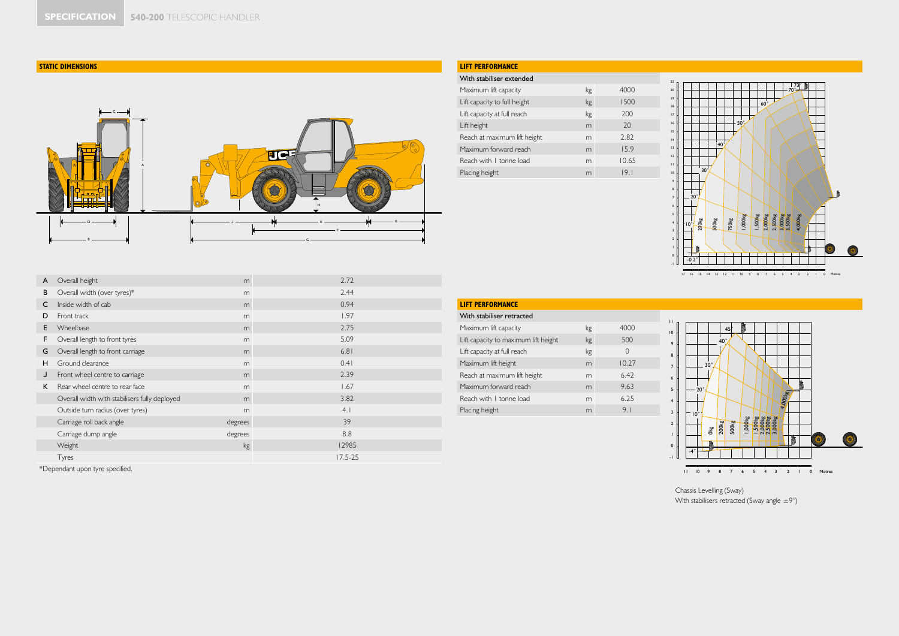**SPECIFICATION** **540-200** TELESCOPIC HANDLER

## STATIC DIMENSIONS

| | | | |
|---|---|---|---|
| A | Overall height | m | 2.72 |
| B | Overall width (over tyres)* | m | 2.44 |
| C | Inside width of cab | m | 0.94 |
| D | Front track | m | 1.97 |
| E | Wheelbase | m | 2.75 |
| F | Overall length to front tyres | m | 5.09 |
| G | Overall length to front carriage | m | 6.81 |
| H | Ground clearance | m | 0.41 |
| J | Front wheel centre to carriage | m | 2.39 |
| K | Rear wheel centre to rear face | m | 1.67 |
| | Overall width with stabilisers fully deployed | m | 3.82 |
| | Outside turn radius (over tyres) | m | 4.1 |
| | Carriage roll back angle | degrees | 39 |
| | Carriage dump angle | degrees | 8.8 |
| | Weight | kg | 12985 |
| | Tyres | | 17.5-25 |

*Dependant upon tyre specified.

## LIFT PERFORMANCE

| With stabiliser extended | | |
|---|---|---|
| Maximum lift capacity | kg | 4000 |
| Lift capacity to full height | kg | 1500 |
| Lift capacity at full reach | kg | 200 |
| Lift height | m | 20 |
| Reach at maximum lift height | m | 2.82 |
| Maximum forward reach | m | 15.9 |
| Reach with 1 tonne load | m | 10.65 |
| Placing height | m | 19.1 |

## LIFT PERFORMANCE

| With stabiliser retracted | | |
|---|---|---|
| Maximum lift capacity | kg | 4000 |
| Lift capacity to maximum lift height | kg | 500 |
| Lift capacity at full reach | kg | 0 |
| Maximum lift height | m | 10.27 |
| Reach at maximum lift height | m | 6.42 |
| Maximum forward reach | m | 9.63 |
| Reach with 1 tonne load | m | 6.25 |
| Placing height | m | 9.1 |

Chassis Levelling (Sway)
With stabilisers retracted (Sway angle ±9°)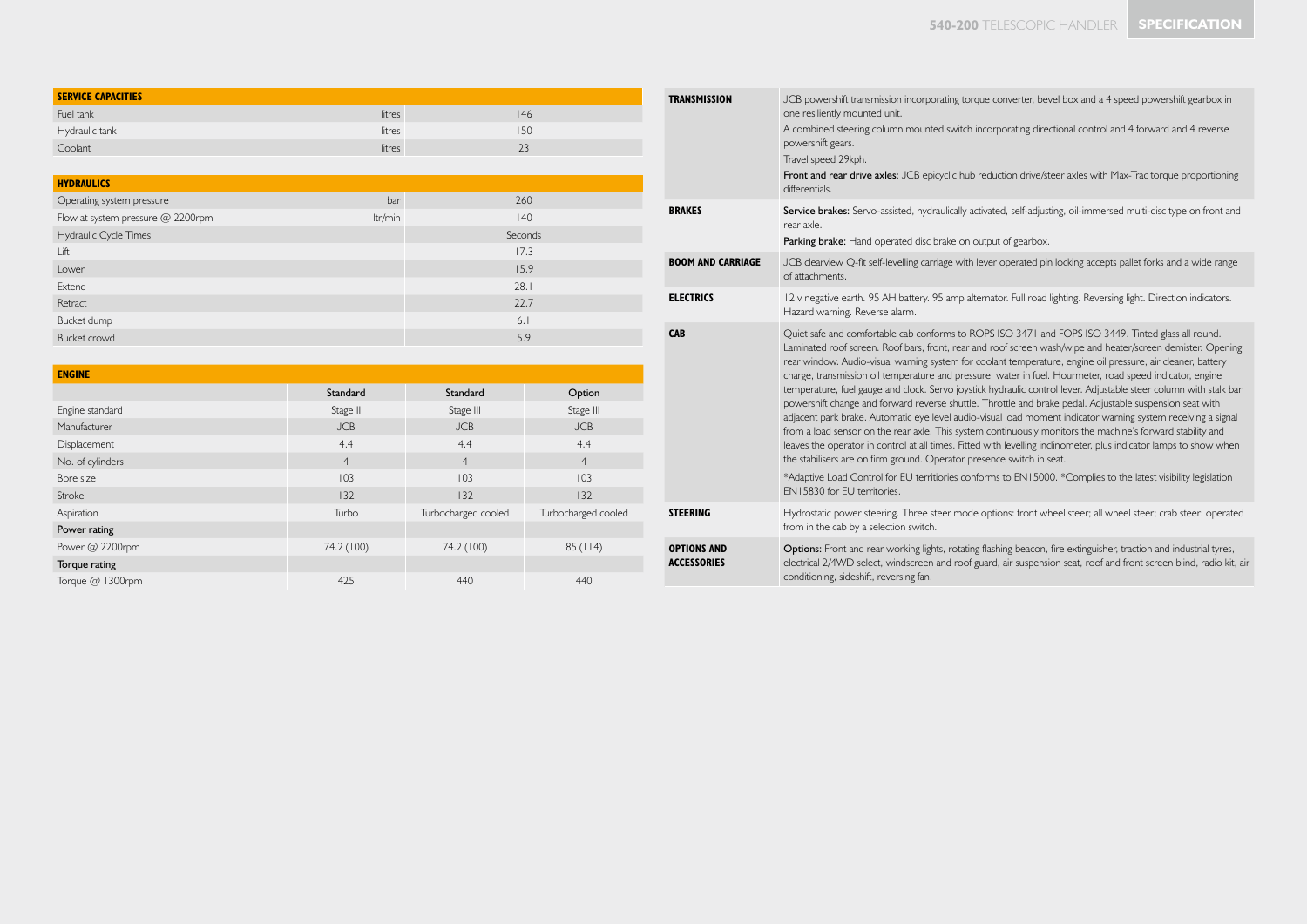## SERVICE CAPACITIES

| | | |
|---|---|---|
| Fuel tank | litres | 146 |
| Hydraulic tank | litres | 150 |
| Coolant | litres | 23 |

## HYDRAULICS

| | | |
|---|---|---|
| Operating system pressure | bar | 260 |
| Flow at system pressure @ 2200rpm | ltr/min | 140 |
| Hydraulic Cycle Times | | Seconds |
| Lift | | 17.3 |
| Lower | | 15.9 |
| Extend | | 28.1 |
| Retract | | 22.7 |
| Bucket dump | | 6.1 |
| Bucket crowd | | 5.9 |

## ENGINE

| | Standard | Standard | Option |
|---|---|---|---|
| Engine standard | Stage II | Stage III | Stage III |
| Manufacturer | JCB | JCB | JCB |
| Displacement | 4.4 | 4.4 | 4.4 |
| No. of cylinders | 4 | 4 | 4 |
| Bore size | 103 | 103 | 103 |
| Stroke | 132 | 132 | 132 |
| Aspiration | Turbo | Turbocharged cooled | Turbocharged cooled |
| **Power rating** | | | |
| Power @ 2200rpm | 74.2 (100) | 74.2 (100) | 85 (114) |
| **Torque rating** | | | |
| Torque @ 1300rpm | 425 | 440 | 440 |

## TRANSMISSION

JCB powershift transmission incorporating torque converter, bevel box and a 4 speed powershift gearbox in one resiliently mounted unit.

A combined steering column mounted switch incorporating directional control and 4 forward and 4 reverse powershift gears.

Travel speed 29kph.

**Front and rear drive axles:** JCB epicyclic hub reduction drive/steer axles with Max-Trac torque proportioning differentials.

## BRAKES

**Service brakes:** Servo-assisted, hydraulically activated, self-adjusting, oil-immersed multi-disc type on front and rear axle.

**Parking brake:** Hand operated disc brake on output of gearbox.

## BOOM AND CARRIAGE

JCB clearview Q-fit self-levelling carriage with lever operated pin locking accepts pallet forks and a wide range of attachments.

## ELECTRICS

12 v negative earth. 95 AH battery. 95 amp alternator. Full road lighting. Reversing light. Direction indicators. Hazard warning. Reverse alarm.

## CAB

Quiet safe and comfortable cab conforms to ROPS ISO 3471 and FOPS ISO 3449. Tinted glass all round. Laminated roof screen. Roof bars, front, rear and roof screen wash/wipe and heater/screen demister. Opening rear window. Audio-visual warning system for coolant temperature, engine oil pressure, air cleaner, battery charge, transmission oil temperature and pressure, water in fuel. Hourmeter, road speed indicator, engine temperature, fuel gauge and clock. Servo joystick hydraulic control lever. Adjustable steer column with stalk bar powershift change and forward reverse shuttle. Throttle and brake pedal. Adjustable suspension seat with adjacent park brake. Automatic eye level audio-visual load moment indicator warning system receiving a signal from a load sensor on the rear axle. This system continuously monitors the machine's forward stability and leaves the operator in control at all times. Fitted with levelling inclinometer, plus indicator lamps to show when the stabilisers are on firm ground. Operator presence switch in seat.

*Adaptive Load Control for EU territories conforms to EN15000. *Complies to the latest visibility legislation EN15830 for EU territories.

## STEERING

Hydrostatic power steering. Three steer mode options: front wheel steer; all wheel steer; crab steer: operated from in the cab by a selection switch.

## OPTIONS AND ACCESSORIES

**Options:** Front and rear working lights, rotating flashing beacon, fire extinguisher, traction and industrial tyres, electrical 2/4WD select, windscreen and roof guard, air suspension seat, roof and front screen blind, radio kit, air conditioning, sideshift, reversing fan.